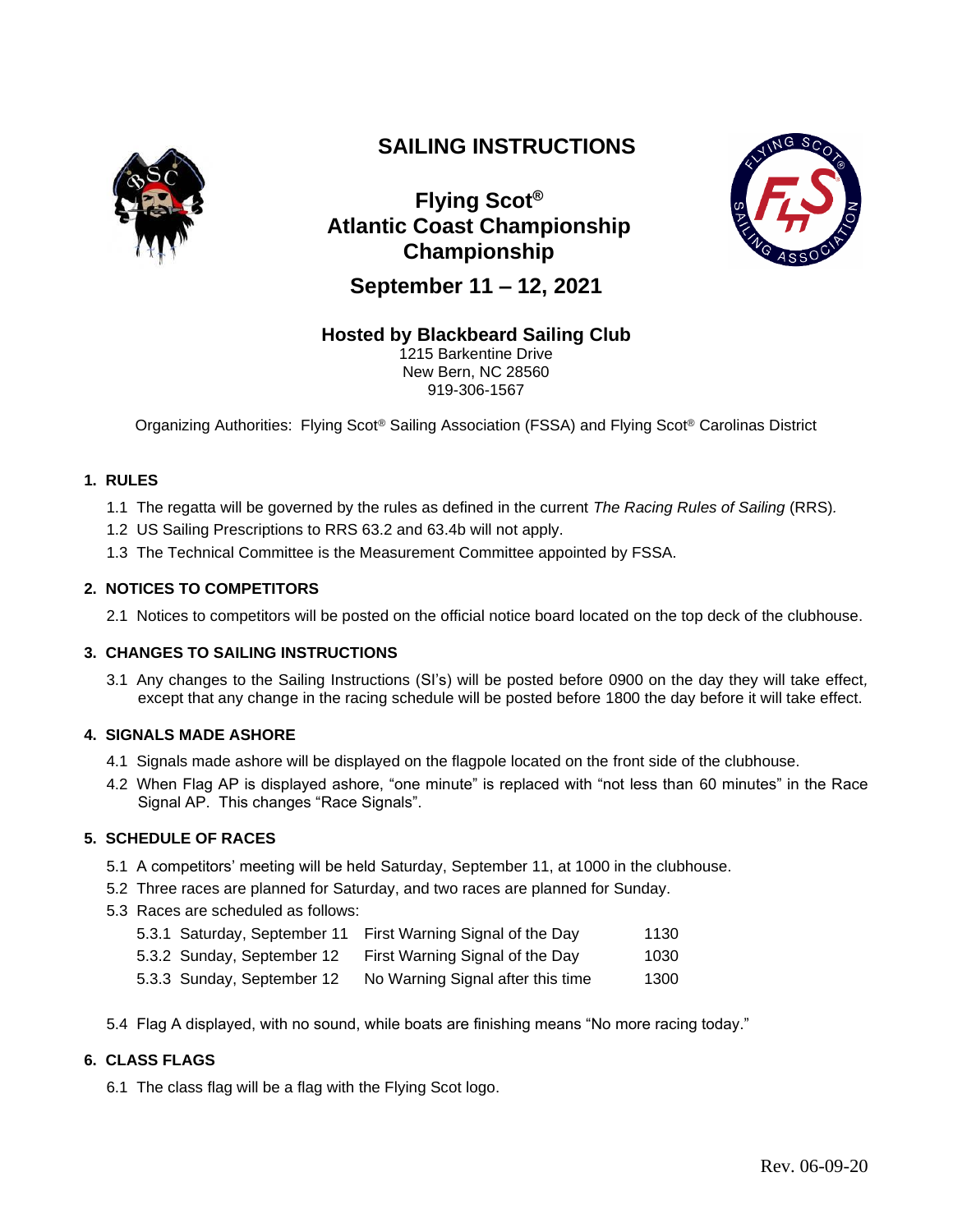# SAILING INSTRUCTIONS

## Flying Scot®
## Atlantic Coast Championship
## Championship

## September 11 – 12, 2021

### Hosted by Blackbeard Sailing Club

1215 Barkentine Drive
New Bern, NC 28560
919-306-1567

Organizing Authorities: Flying Scot® Sailing Association (FSSA) and Flying Scot® Carolinas District

### 1. RULES

1.1 The regatta will be governed by the rules as defined in the current *The Racing Rules of Sailing* (RRS).

1.2 US Sailing Prescriptions to RRS 63.2 and 63.4b will not apply.

1.3 The Technical Committee is the Measurement Committee appointed by FSSA.

### 2. NOTICES TO COMPETITORS

2.1 Notices to competitors will be posted on the official notice board located on the top deck of the clubhouse.

### 3. CHANGES TO SAILING INSTRUCTIONS

3.1 Any changes to the Sailing Instructions (SI's) will be posted before 0900 on the day they will take effect, except that any change in the racing schedule will be posted before 1800 the day before it will take effect.

### 4. SIGNALS MADE ASHORE

4.1 Signals made ashore will be displayed on the flagpole located on the front side of the clubhouse.

4.2 When Flag AP is displayed ashore, "one minute" is replaced with "not less than 60 minutes" in the Race Signal AP. This changes "Race Signals".

### 5. SCHEDULE OF RACES

5.1 A competitors' meeting will be held Saturday, September 11, at 1000 in the clubhouse.

5.2 Three races are planned for Saturday, and two races are planned for Sunday.

5.3 Races are scheduled as follows:

| | | |
|---|---|---|
| 5.3.1 Saturday, September 11 | First Warning Signal of the Day | 1130 |
| 5.3.2 Sunday, September 12 | First Warning Signal of the Day | 1030 |
| 5.3.3 Sunday, September 12 | No Warning Signal after this time | 1300 |

5.4 Flag A displayed, with no sound, while boats are finishing means "No more racing today."

### 6. CLASS FLAGS

6.1 The class flag will be a flag with the Flying Scot logo.

Rev. 06-09-20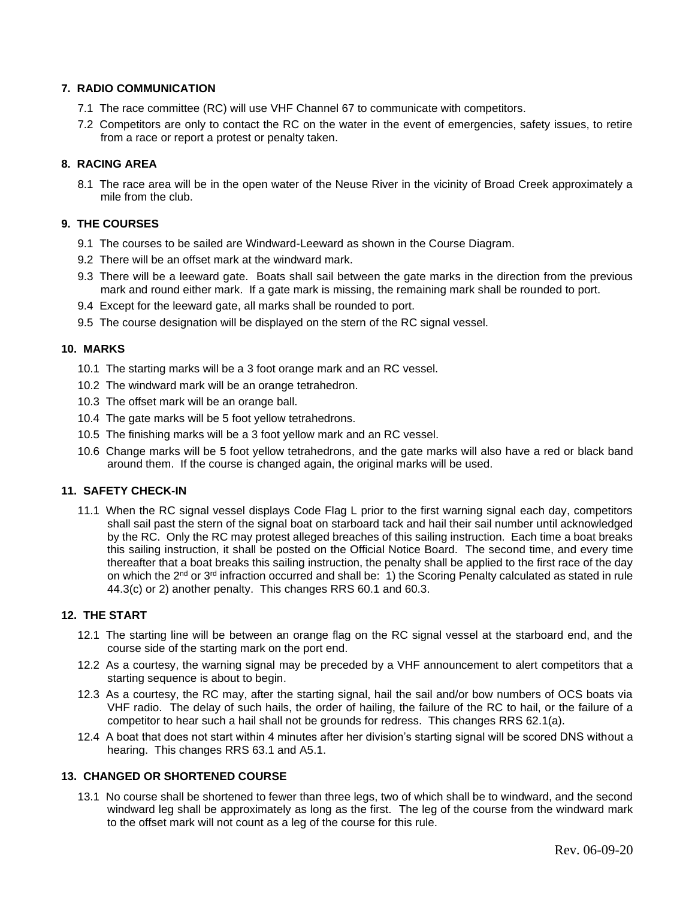## 7. RADIO COMMUNICATION

7.1 The race committee (RC) will use VHF Channel 67 to communicate with competitors.

7.2 Competitors are only to contact the RC on the water in the event of emergencies, safety issues, to retire from a race or report a protest or penalty taken.

## 8. RACING AREA

8.1 The race area will be in the open water of the Neuse River in the vicinity of Broad Creek approximately a mile from the club.

## 9. THE COURSES

9.1 The courses to be sailed are Windward-Leeward as shown in the Course Diagram.

9.2 There will be an offset mark at the windward mark.

9.3 There will be a leeward gate. Boats shall sail between the gate marks in the direction from the previous mark and round either mark. If a gate mark is missing, the remaining mark shall be rounded to port.

9.4 Except for the leeward gate, all marks shall be rounded to port.

9.5 The course designation will be displayed on the stern of the RC signal vessel.

## 10. MARKS

10.1 The starting marks will be a 3 foot orange mark and an RC vessel.

10.2 The windward mark will be an orange tetrahedron.

10.3 The offset mark will be an orange ball.

10.4 The gate marks will be 5 foot yellow tetrahedrons.

10.5 The finishing marks will be a 3 foot yellow mark and an RC vessel.

10.6 Change marks will be 5 foot yellow tetrahedrons, and the gate marks will also have a red or black band around them. If the course is changed again, the original marks will be used.

## 11. SAFETY CHECK-IN

11.1 When the RC signal vessel displays Code Flag L prior to the first warning signal each day, competitors shall sail past the stern of the signal boat on starboard tack and hail their sail number until acknowledged by the RC. Only the RC may protest alleged breaches of this sailing instruction. Each time a boat breaks this sailing instruction, it shall be posted on the Official Notice Board. The second time, and every time thereafter that a boat breaks this sailing instruction, the penalty shall be applied to the first race of the day on which the 2nd or 3rd infraction occurred and shall be: 1) the Scoring Penalty calculated as stated in rule 44.3(c) or 2) another penalty. This changes RRS 60.1 and 60.3.

## 12. THE START

12.1 The starting line will be between an orange flag on the RC signal vessel at the starboard end, and the course side of the starting mark on the port end.

12.2 As a courtesy, the warning signal may be preceded by a VHF announcement to alert competitors that a starting sequence is about to begin.

12.3 As a courtesy, the RC may, after the starting signal, hail the sail and/or bow numbers of OCS boats via VHF radio. The delay of such hails, the order of hailing, the failure of the RC to hail, or the failure of a competitor to hear such a hail shall not be grounds for redress. This changes RRS 62.1(a).

12.4 A boat that does not start within 4 minutes after her division's starting signal will be scored DNS without a hearing. This changes RRS 63.1 and A5.1.

## 13. CHANGED OR SHORTENED COURSE

13.1 No course shall be shortened to fewer than three legs, two of which shall be to windward, and the second windward leg shall be approximately as long as the first. The leg of the course from the windward mark to the offset mark will not count as a leg of the course for this rule.

Rev. 06-09-20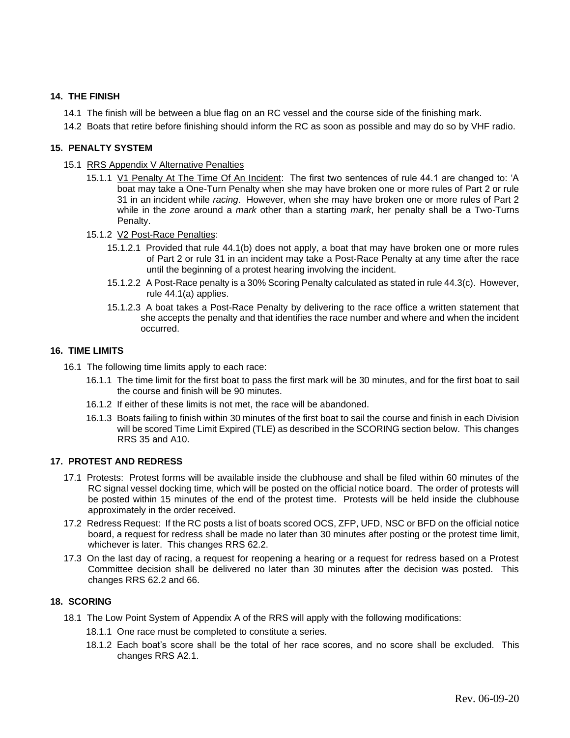## 14. THE FINISH

14.1 The finish will be between a blue flag on an RC vessel and the course side of the finishing mark.

14.2 Boats that retire before finishing should inform the RC as soon as possible and may do so by VHF radio.

## 15. PENALTY SYSTEM

15.1 <u>RRS Appendix V Alternative Penalties</u>

15.1.1 <u>V1 Penalty At The Time Of An Incident</u>: The first two sentences of rule 44.1 are changed to: 'A boat may take a One-Turn Penalty when she may have broken one or more rules of Part 2 or rule 31 in an incident while *racing*. However, when she may have broken one or more rules of Part 2 while in the *zone* around a *mark* other than a starting *mark*, her penalty shall be a Two-Turns Penalty.

15.1.2 <u>V2 Post-Race Penalties</u>:

15.1.2.1 Provided that rule 44.1(b) does not apply, a boat that may have broken one or more rules of Part 2 or rule 31 in an incident may take a Post-Race Penalty at any time after the race until the beginning of a protest hearing involving the incident.

15.1.2.2 A Post-Race penalty is a 30% Scoring Penalty calculated as stated in rule 44.3(c). However, rule 44.1(a) applies.

15.1.2.3 A boat takes a Post-Race Penalty by delivering to the race office a written statement that she accepts the penalty and that identifies the race number and where and when the incident occurred.

## 16. TIME LIMITS

16.1 The following time limits apply to each race:

16.1.1 The time limit for the first boat to pass the first mark will be 30 minutes, and for the first boat to sail the course and finish will be 90 minutes.

16.1.2 If either of these limits is not met, the race will be abandoned.

16.1.3 Boats failing to finish within 30 minutes of the first boat to sail the course and finish in each Division will be scored Time Limit Expired (TLE) as described in the SCORING section below. This changes RRS 35 and A10.

## 17. PROTEST AND REDRESS

17.1 Protests: Protest forms will be available inside the clubhouse and shall be filed within 60 minutes of the RC signal vessel docking time, which will be posted on the official notice board. The order of protests will be posted within 15 minutes of the end of the protest time. Protests will be held inside the clubhouse approximately in the order received.

17.2 Redress Request: If the RC posts a list of boats scored OCS, ZFP, UFD, NSC or BFD on the official notice board, a request for redress shall be made no later than 30 minutes after posting or the protest time limit, whichever is later. This changes RRS 62.2.

17.3 On the last day of racing, a request for reopening a hearing or a request for redress based on a Protest Committee decision shall be delivered no later than 30 minutes after the decision was posted. This changes RRS 62.2 and 66.

## 18. SCORING

18.1 The Low Point System of Appendix A of the RRS will apply with the following modifications:

18.1.1 One race must be completed to constitute a series.

18.1.2 Each boat's score shall be the total of her race scores, and no score shall be excluded. This changes RRS A2.1.

Rev. 06-09-20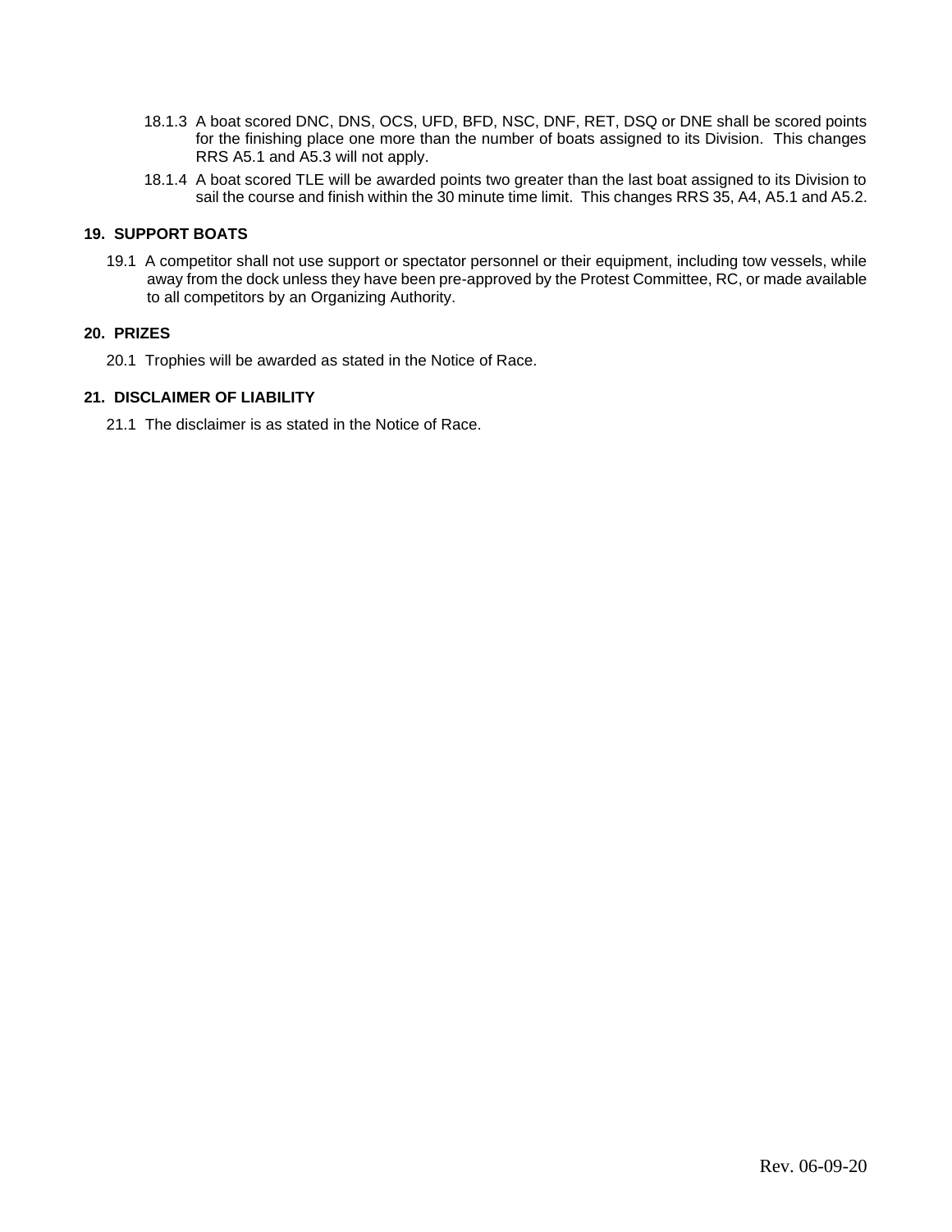18.1.3 A boat scored DNC, DNS, OCS, UFD, BFD, NSC, DNF, RET, DSQ or DNE shall be scored points for the finishing place one more than the number of boats assigned to its Division. This changes RRS A5.1 and A5.3 will not apply.

18.1.4 A boat scored TLE will be awarded points two greater than the last boat assigned to its Division to sail the course and finish within the 30 minute time limit. This changes RRS 35, A4, A5.1 and A5.2.

## 19. SUPPORT BOATS

19.1 A competitor shall not use support or spectator personnel or their equipment, including tow vessels, while away from the dock unless they have been pre-approved by the Protest Committee, RC, or made available to all competitors by an Organizing Authority.

## 20. PRIZES

20.1 Trophies will be awarded as stated in the Notice of Race.

## 21. DISCLAIMER OF LIABILITY

21.1 The disclaimer is as stated in the Notice of Race.

Rev. 06-09-20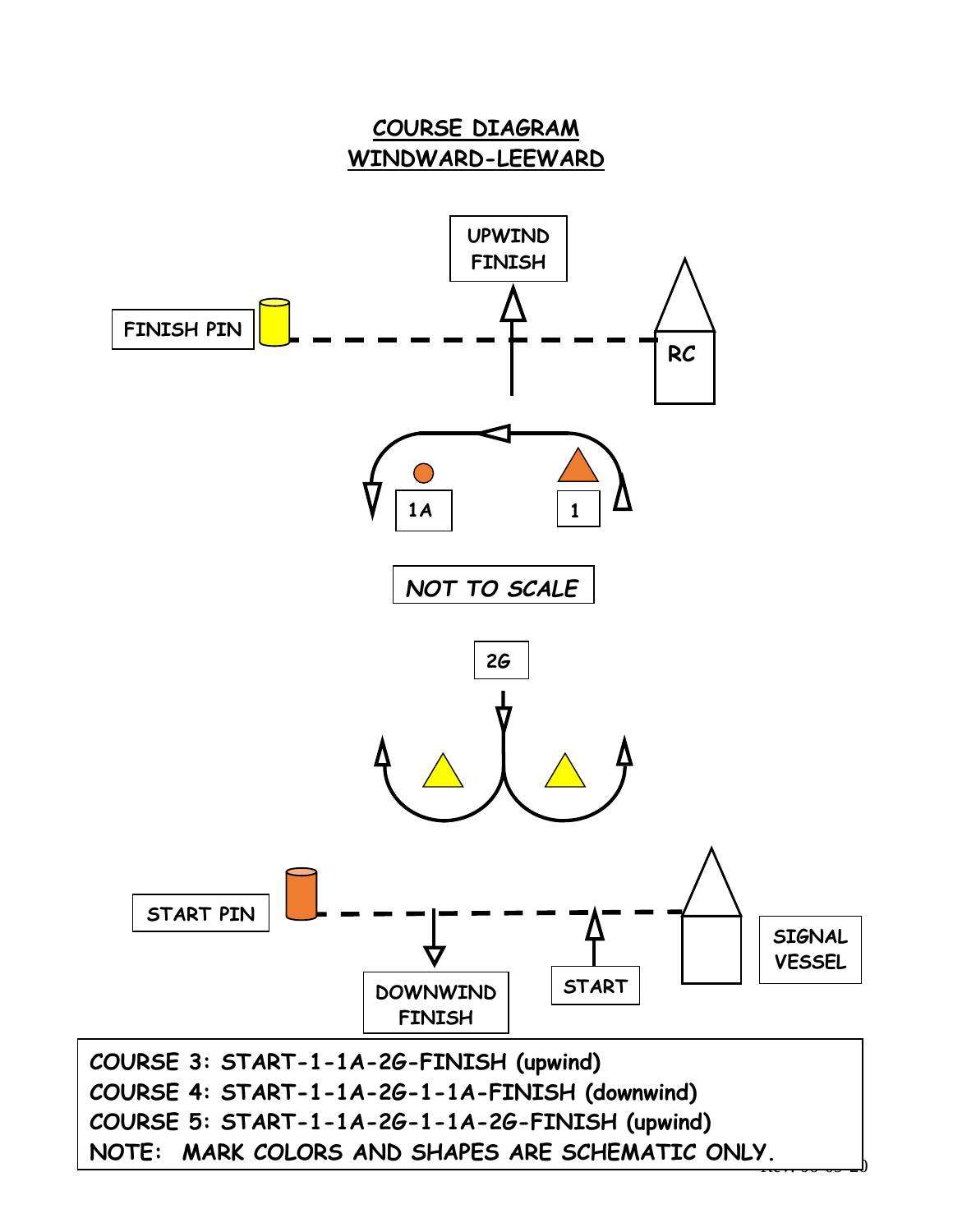# COURSE DIAGRAM
## WINDWARD-LEEWARD

UPWIND FINISH

FINISH PIN

RC

1A

1

NOT TO SCALE

2G

START PIN

DOWNWIND FINISH

START

SIGNAL VESSEL

COURSE 3: START-1-1A-2G-FINISH (upwind)
COURSE 4: START-1-1A-2G-1-1A-FINISH (downwind)
COURSE 5: START-1-1A-2G-1-1A-2G-FINISH (upwind)
NOTE: MARK COLORS AND SHAPES ARE SCHEMATIC ONLY.